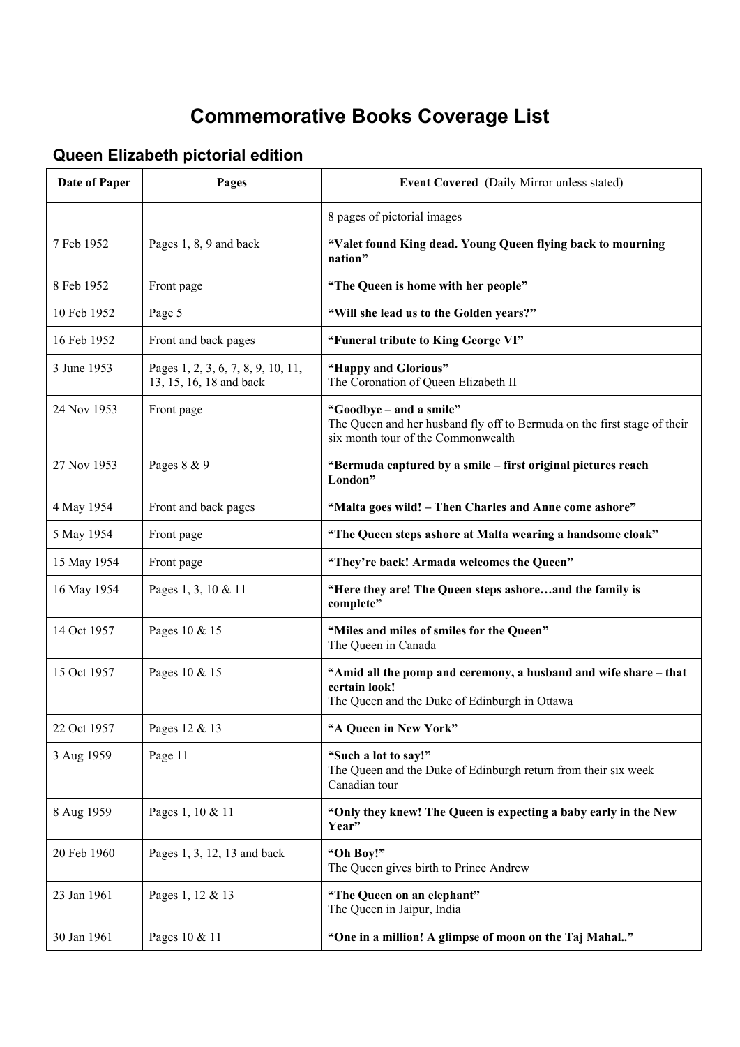# Commemorative Books Coverage List

## Queen Elizabeth pictorial edition

| Date of Paper | Pages | Event Covered (Daily Mirror unless stated) |
|---|---|---|
| | | 8 pages of pictorial images |
| 7 Feb 1952 | Pages 1, 8, 9 and back | **"Valet found King dead. Young Queen flying back to mourning nation"** |
| 8 Feb 1952 | Front page | **"The Queen is home with her people"** |
| 10 Feb 1952 | Page 5 | **"Will she lead us to the Golden years?"** |
| 16 Feb 1952 | Front and back pages | **"Funeral tribute to King George VI"** |
| 3 June 1953 | Pages 1, 2, 3, 6, 7, 8, 9, 10, 11, 13, 15, 16, 18 and back | **"Happy and Glorious"** The Coronation of Queen Elizabeth II |
| 24 Nov 1953 | Front page | **"Goodbye – and a smile"** The Queen and her husband fly off to Bermuda on the first stage of their six month tour of the Commonwealth |
| 27 Nov 1953 | Pages 8 & 9 | **"Bermuda captured by a smile – first original pictures reach London"** |
| 4 May 1954 | Front and back pages | **"Malta goes wild! – Then Charles and Anne come ashore"** |
| 5 May 1954 | Front page | **"The Queen steps ashore at Malta wearing a handsome cloak"** |
| 15 May 1954 | Front page | **"They're back! Armada welcomes the Queen"** |
| 16 May 1954 | Pages 1, 3, 10 & 11 | **"Here they are! The Queen steps ashore…and the family is complete"** |
| 14 Oct 1957 | Pages 10 & 15 | **"Miles and miles of smiles for the Queen"** The Queen in Canada |
| 15 Oct 1957 | Pages 10 & 15 | **"Amid all the pomp and ceremony, a husband and wife share – that certain look!** The Queen and the Duke of Edinburgh in Ottawa |
| 22 Oct 1957 | Pages 12 & 13 | **"A Queen in New York"** |
| 3 Aug 1959 | Page 11 | **"Such a lot to say!"** The Queen and the Duke of Edinburgh return from their six week Canadian tour |
| 8 Aug 1959 | Pages 1, 10 & 11 | **"Only they knew! The Queen is expecting a baby early in the New Year"** |
| 20 Feb 1960 | Pages 1, 3, 12, 13 and back | **"Oh Boy!"** The Queen gives birth to Prince Andrew |
| 23 Jan 1961 | Pages 1, 12 & 13 | **"The Queen on an elephant"** The Queen in Jaipur, India |
| 30 Jan 1961 | Pages 10 & 11 | **"One in a million! A glimpse of moon on the Taj Mahal.."** |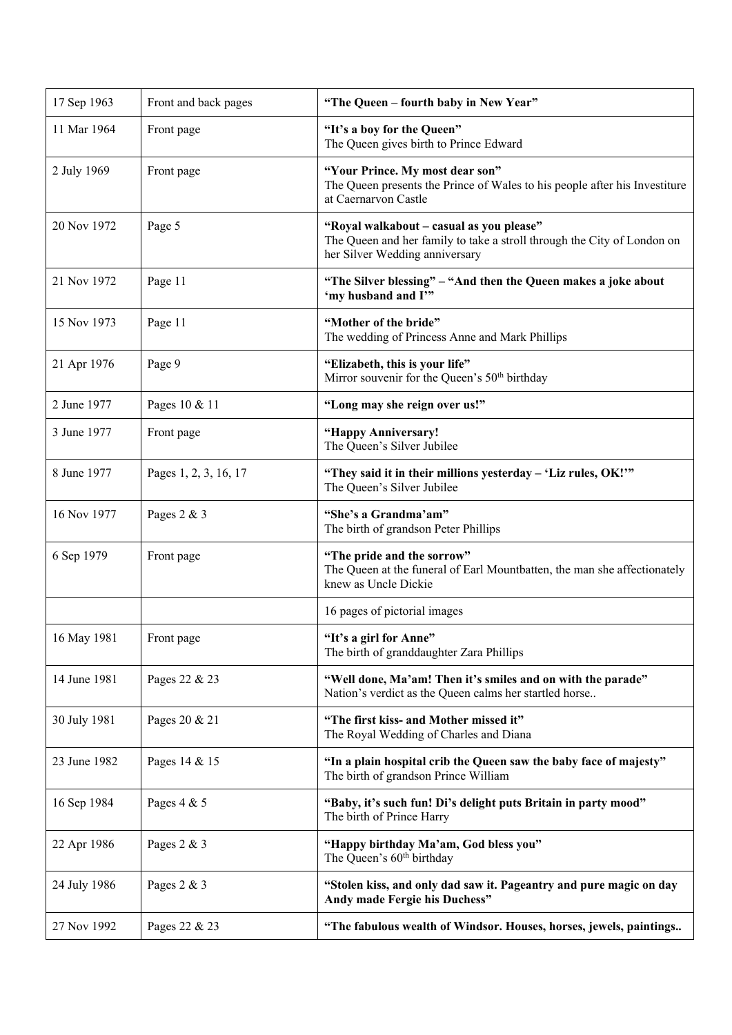| | | |
|---|---|---|
| 17 Sep 1963 | Front and back pages | **"The Queen – fourth baby in New Year"** |
| 11 Mar 1964 | Front page | **"It's a boy for the Queen"**<br>The Queen gives birth to Prince Edward |
| 2 July 1969 | Front page | **"Your Prince. My most dear son"**<br>The Queen presents the Prince of Wales to his people after his Investiture at Caernarvon Castle |
| 20 Nov 1972 | Page 5 | **"Royal walkabout – casual as you please"**<br>The Queen and her family to take a stroll through the City of London on her Silver Wedding anniversary |
| 21 Nov 1972 | Page 11 | **"The Silver blessing" – "And then the Queen makes a joke about 'my husband and I'"** |
| 15 Nov 1973 | Page 11 | **"Mother of the bride"**<br>The wedding of Princess Anne and Mark Phillips |
| 21 Apr 1976 | Page 9 | **"Elizabeth, this is your life"**<br>Mirror souvenir for the Queen's 50th birthday |
| 2 June 1977 | Pages 10 & 11 | **"Long may she reign over us!"** |
| 3 June 1977 | Front page | **"Happy Anniversary!**<br>The Queen's Silver Jubilee |
| 8 June 1977 | Pages 1, 2, 3, 16, 17 | **"They said it in their millions yesterday – 'Liz rules, OK!'"**<br>The Queen's Silver Jubilee |
| 16 Nov 1977 | Pages 2 & 3 | **"She's a Grandma'am"**<br>The birth of grandson Peter Phillips |
| 6 Sep 1979 | Front page | **"The pride and the sorrow"**<br>The Queen at the funeral of Earl Mountbatten, the man she affectionately knew as Uncle Dickie |
| | | 16 pages of pictorial images |
| 16 May 1981 | Front page | **"It's a girl for Anne"**<br>The birth of granddaughter Zara Phillips |
| 14 June 1981 | Pages 22 & 23 | **"Well done, Ma'am! Then it's smiles and on with the parade"**<br>Nation's verdict as the Queen calms her startled horse.. |
| 30 July 1981 | Pages 20 & 21 | **"The first kiss- and Mother missed it"**<br>The Royal Wedding of Charles and Diana |
| 23 June 1982 | Pages 14 & 15 | **"In a plain hospital crib the Queen saw the baby face of majesty"**<br>The birth of grandson Prince William |
| 16 Sep 1984 | Pages 4 & 5 | **"Baby, it's such fun! Di's delight puts Britain in party mood"**<br>The birth of Prince Harry |
| 22 Apr 1986 | Pages 2 & 3 | **"Happy birthday Ma'am, God bless you"**<br>The Queen's 60th birthday |
| 24 July 1986 | Pages 2 & 3 | **"Stolen kiss, and only dad saw it. Pageantry and pure magic on day Andy made Fergie his Duchess"** |
| 27 Nov 1992 | Pages 22 & 23 | **"The fabulous wealth of Windsor. Houses, horses, jewels, paintings..** |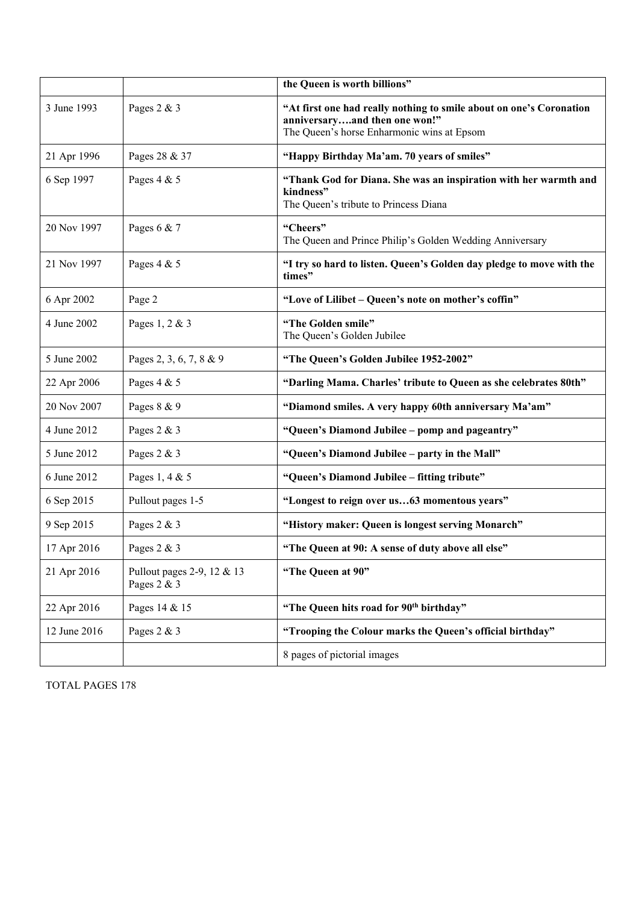| | | |
|---|---|---|
| | | **the Queen is worth billions"** |
| 3 June 1993 | Pages 2 & 3 | **"At first one had really nothing to smile about on one's Coronation anniversary….and then one won!"** The Queen's horse Enharmonic wins at Epsom |
| 21 Apr 1996 | Pages 28 & 37 | **"Happy Birthday Ma'am. 70 years of smiles"** |
| 6 Sep 1997 | Pages 4 & 5 | **"Thank God for Diana. She was an inspiration with her warmth and kindness"** The Queen's tribute to Princess Diana |
| 20 Nov 1997 | Pages 6 & 7 | **"Cheers"** The Queen and Prince Philip's Golden Wedding Anniversary |
| 21 Nov 1997 | Pages 4 & 5 | **"I try so hard to listen. Queen's Golden day pledge to move with the times"** |
| 6 Apr 2002 | Page 2 | **"Love of Lilibet – Queen's note on mother's coffin"** |
| 4 June 2002 | Pages 1, 2 & 3 | **"The Golden smile"** The Queen's Golden Jubilee |
| 5 June 2002 | Pages 2, 3, 6, 7, 8 & 9 | **"The Queen's Golden Jubilee 1952-2002"** |
| 22 Apr 2006 | Pages 4 & 5 | **"Darling Mama. Charles' tribute to Queen as she celebrates 80th"** |
| 20 Nov 2007 | Pages 8 & 9 | **"Diamond smiles. A very happy 60th anniversary Ma'am"** |
| 4 June 2012 | Pages 2 & 3 | **"Queen's Diamond Jubilee – pomp and pageantry"** |
| 5 June 2012 | Pages 2 & 3 | **"Queen's Diamond Jubilee – party in the Mall"** |
| 6 June 2012 | Pages 1, 4 & 5 | **"Queen's Diamond Jubilee – fitting tribute"** |
| 6 Sep 2015 | Pullout pages 1-5 | **"Longest to reign over us…63 momentous years"** |
| 9 Sep 2015 | Pages 2 & 3 | **"History maker: Queen is longest serving Monarch"** |
| 17 Apr 2016 | Pages 2 & 3 | **"The Queen at 90: A sense of duty above all else"** |
| 21 Apr 2016 | Pullout pages 2-9, 12 & 13 Pages 2 & 3 | **"The Queen at 90"** |
| 22 Apr 2016 | Pages 14 & 15 | **"The Queen hits road for 90th birthday"** |
| 12 June 2016 | Pages 2 & 3 | **"Trooping the Colour marks the Queen's official birthday"** |
| | | 8 pages of pictorial images |

TOTAL PAGES 178